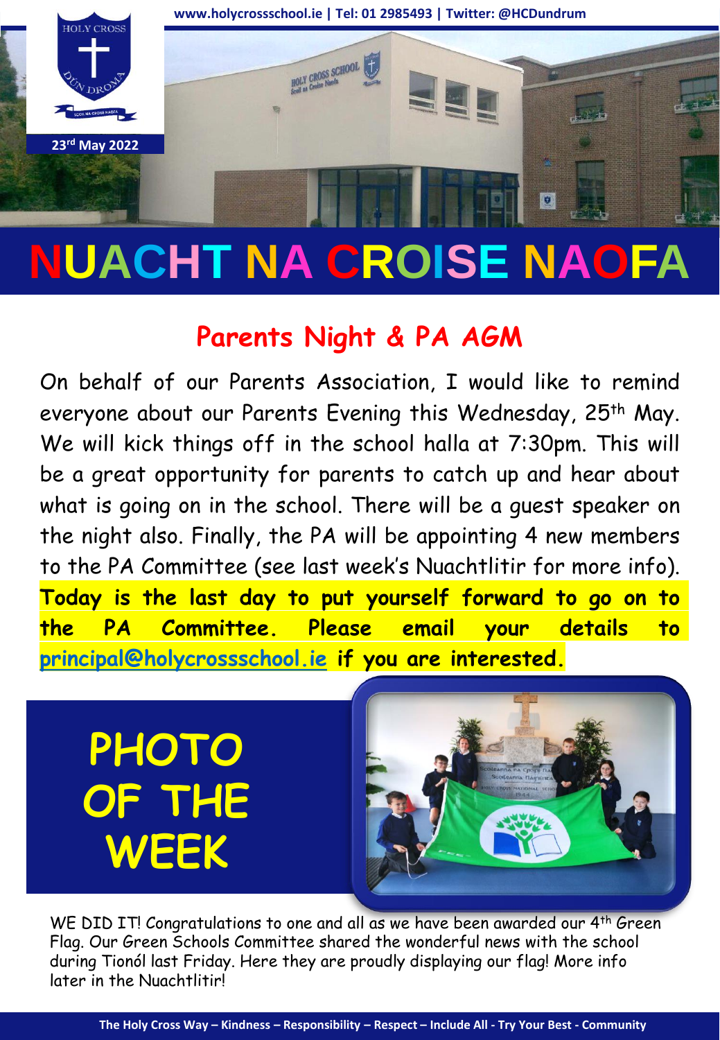www.holycrossschool.ie | Tel: 01 2985493 | Twitter: @HCDundrum

23rd May 2022

# NUACHT NA CROISE NAOFA

## Parents Night & PA AGM

On behalf of our Parents Association, I would like to remind everyone about our Parents Evening this Wednesday, 25th May. We will kick things off in the school halla at 7:30pm. This will be a great opportunity for parents to catch up and hear about what is going on in the school. There will be a guest speaker on the night also. Finally, the PA will be appointing 4 new members to the PA Committee (see last week's Nuachtlitir for more info). **Today is the last day to put yourself forward to go on to the PA Committee. Please email your details to principal@holycrossschool.ie if you are interested.**

## PHOTO OF THE WEEK

WE DID IT! Congratulations to one and all as we have been awarded our 4th Green Flag. Our Green Schools Committee shared the wonderful news with the school during Tionól last Friday. Here they are proudly displaying our flag! More info later in the Nuachtlitir!

**The Holy Cross Way – Kindness – Responsibility – Respect – Include All - Try Your Best - Community**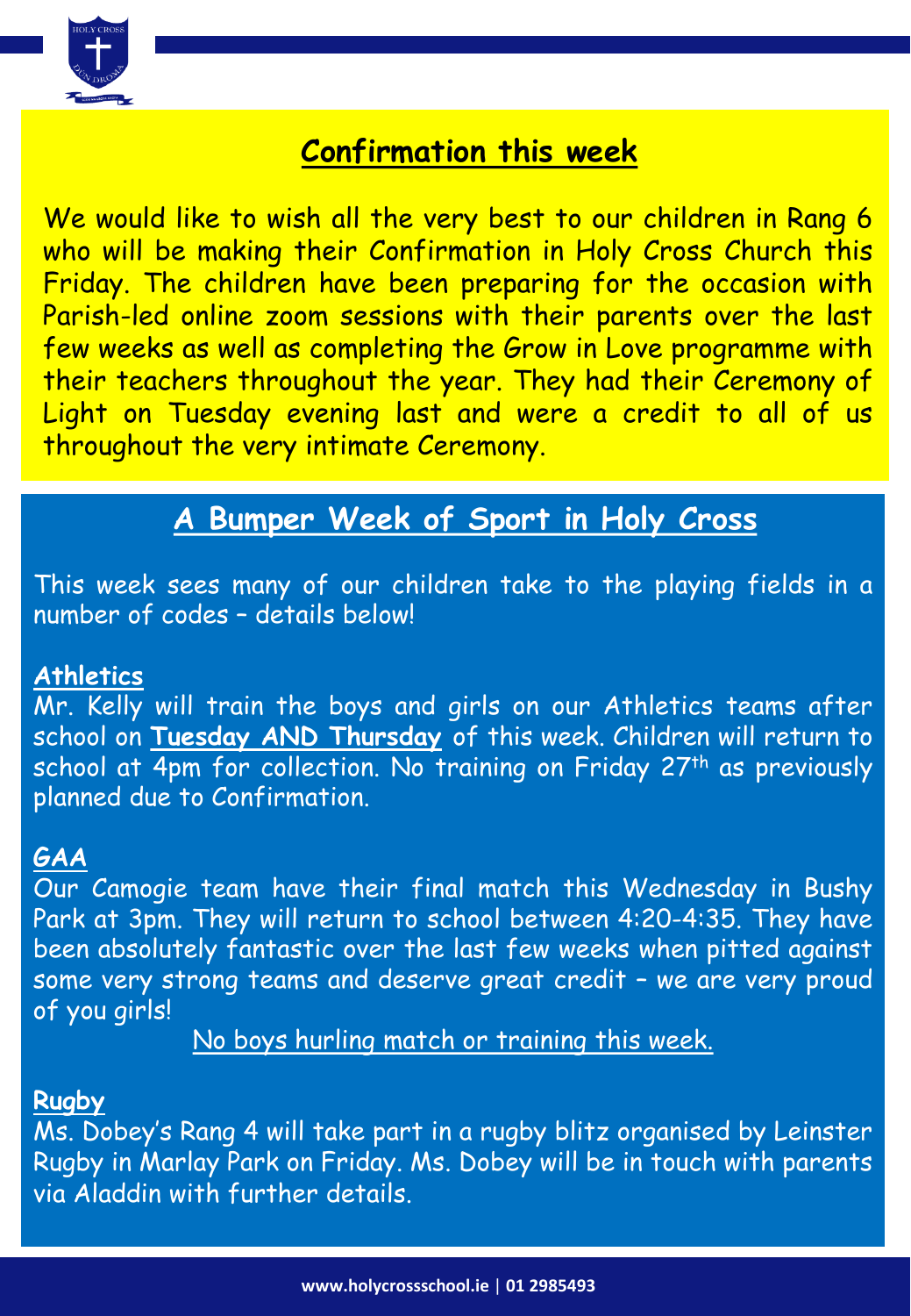## Confirmation this week

We would like to wish all the very best to our children in Rang 6 who will be making their Confirmation in Holy Cross Church this Friday. The children have been preparing for the occasion with Parish-led online zoom sessions with their parents over the last few weeks as well as completing the Grow in Love programme with their teachers throughout the year. They had their Ceremony of Light on Tuesday evening last and were a credit to all of us throughout the very intimate Ceremony.

## A Bumper Week of Sport in Holy Cross

This week sees many of our children take to the playing fields in a number of codes – details below!

### Athletics

Mr. Kelly will train the boys and girls on our Athletics teams after school on **Tuesday AND Thursday** of this week. Children will return to school at 4pm for collection. No training on Friday 27th as previously planned due to Confirmation.

### GAA

Our Camogie team have their final match this Wednesday in Bushy Park at 3pm. They will return to school between 4:20-4:35. They have been absolutely fantastic over the last few weeks when pitted against some very strong teams and deserve great credit – we are very proud of you girls!

No boys hurling match or training this week.

### Rugby

Ms. Dobey's Rang 4 will take part in a rugby blitz organised by Leinster Rugby in Marlay Park on Friday. Ms. Dobey will be in touch with parents via Aladdin with further details.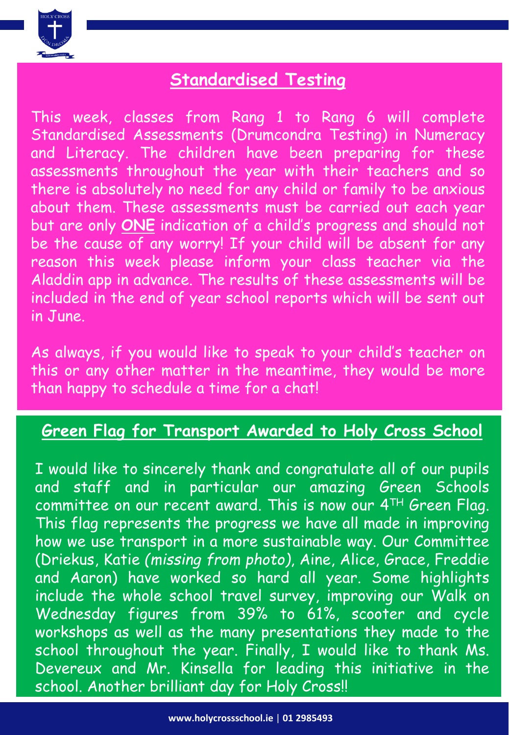## Standardised Testing

This week, classes from Rang 1 to Rang 6 will complete Standardised Assessments (Drumcondra Testing) in Numeracy and Literacy. The children have been preparing for these assessments throughout the year with their teachers and so there is absolutely no need for any child or family to be anxious about them. These assessments must be carried out each year but are only **ONE** indication of a child's progress and should not be the cause of any worry! If your child will be absent for any reason this week please inform your class teacher via the Aladdin app in advance. The results of these assessments will be included in the end of year school reports which will be sent out in June.

As always, if you would like to speak to your child's teacher on this or any other matter in the meantime, they would be more than happy to schedule a time for a chat!

## Green Flag for Transport Awarded to Holy Cross School

I would like to sincerely thank and congratulate all of our pupils and staff and in particular our amazing Green Schools committee on our recent award. This is now our 4TH Green Flag. This flag represents the progress we have all made in improving how we use transport in a more sustainable way. Our Committee (Driekus, Katie *(missing from photo)*, Aine, Alice, Grace, Freddie and Aaron) have worked so hard all year. Some highlights include the whole school travel survey, improving our Walk on Wednesday figures from 39% to 61%, scooter and cycle workshops as well as the many presentations they made to the school throughout the year. Finally, I would like to thank Ms. Devereux and Mr. Kinsella for leading this initiative in the school. Another brilliant day for Holy Cross!!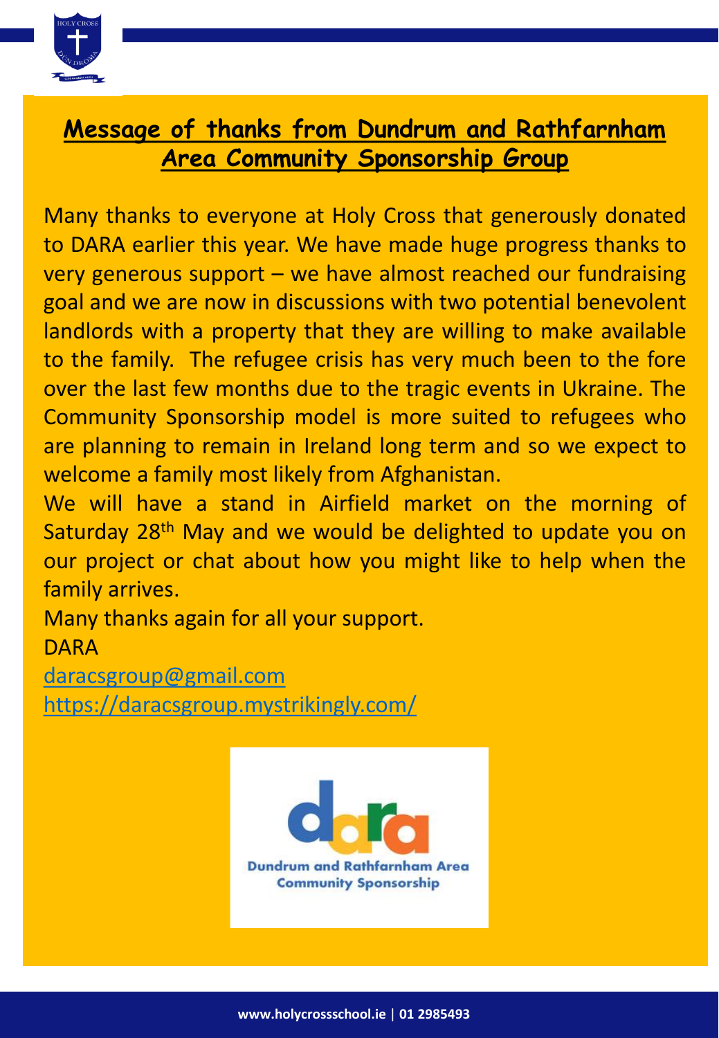## Message of thanks from Dundrum and Rathfarnham Area Community Sponsorship Group

Many thanks to everyone at Holy Cross that generously donated to DARA earlier this year. We have made huge progress thanks to very generous support – we have almost reached our fundraising goal and we are now in discussions with two potential benevolent landlords with a property that they are willing to make available to the family. The refugee crisis has very much been to the fore over the last few months due to the tragic events in Ukraine. The Community Sponsorship model is more suited to refugees who are planning to remain in Ireland long term and so we expect to welcome a family most likely from Afghanistan.

We will have a stand in Airfield market on the morning of Saturday 28th May and we would be delighted to update you on our project or chat about how you might like to help when the family arrives.

Many thanks again for all your support.

DARA

daracsgroup@gmail.com

https://daracsgroup.mystrikingly.com/

dara
Dundrum and Rathfarnham Area Community Sponsorship